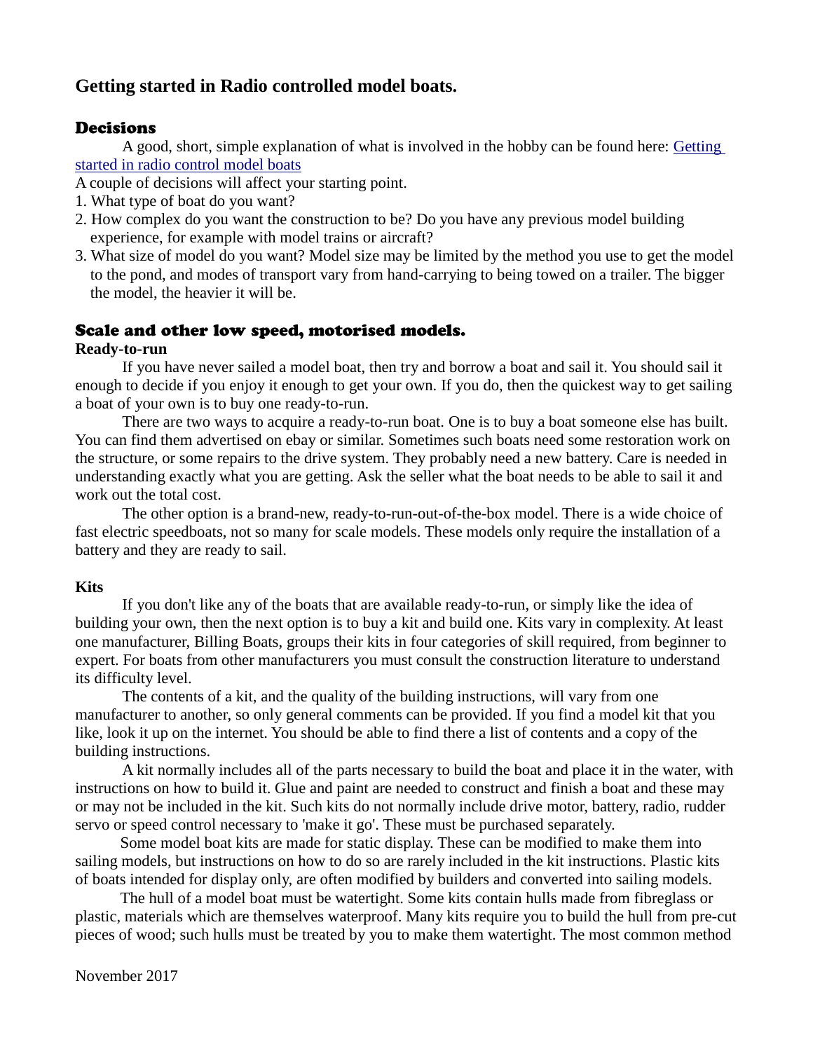# Getting started in Radio controlled model boats.

## Decisions

A good, short, simple explanation of what is involved in the hobby can be found here: [Getting started in radio control model boats]()

A couple of decisions will affect your starting point.

1. What type of boat do you want?
2. How complex do you want the construction to be? Do you have any previous model building experience, for example with model trains or aircraft?
3. What size of model do you want? Model size may be limited by the method you use to get the model to the pond, and modes of transport vary from hand-carrying to being towed on a trailer. The bigger the model, the heavier it will be.

## Scale and other low speed, motorised models.

### Ready-to-run

If you have never sailed a model boat, then try and borrow a boat and sail it. You should sail it enough to decide if you enjoy it enough to get your own. If you do, then the quickest way to get sailing a boat of your own is to buy one ready-to-run.

There are two ways to acquire a ready-to-run boat. One is to buy a boat someone else has built. You can find them advertised on ebay or similar. Sometimes such boats need some restoration work on the structure, or some repairs to the drive system. They probably need a new battery. Care is needed in understanding exactly what you are getting. Ask the seller what the boat needs to be able to sail it and work out the total cost.

The other option is a brand-new, ready-to-run-out-of-the-box model. There is a wide choice of fast electric speedboats, not so many for scale models. These models only require the installation of a battery and they are ready to sail.

### Kits

If you don't like any of the boats that are available ready-to-run, or simply like the idea of building your own, then the next option is to buy a kit and build one. Kits vary in complexity. At least one manufacturer, Billing Boats, groups their kits in four categories of skill required, from beginner to expert. For boats from other manufacturers you must consult the construction literature to understand its difficulty level.

The contents of a kit, and the quality of the building instructions, will vary from one manufacturer to another, so only general comments can be provided. If you find a model kit that you like, look it up on the internet. You should be able to find there a list of contents and a copy of the building instructions.

A kit normally includes all of the parts necessary to build the boat and place it in the water, with instructions on how to build it. Glue and paint are needed to construct and finish a boat and these may or may not be included in the kit. Such kits do not normally include drive motor, battery, radio, rudder servo or speed control necessary to 'make it go'. These must be purchased separately.

Some model boat kits are made for static display. These can be modified to make them into sailing models, but instructions on how to do so are rarely included in the kit instructions. Plastic kits of boats intended for display only, are often modified by builders and converted into sailing models.

The hull of a model boat must be watertight. Some kits contain hulls made from fibreglass or plastic, materials which are themselves waterproof. Many kits require you to build the hull from pre-cut pieces of wood; such hulls must be treated by you to make them watertight. The most common method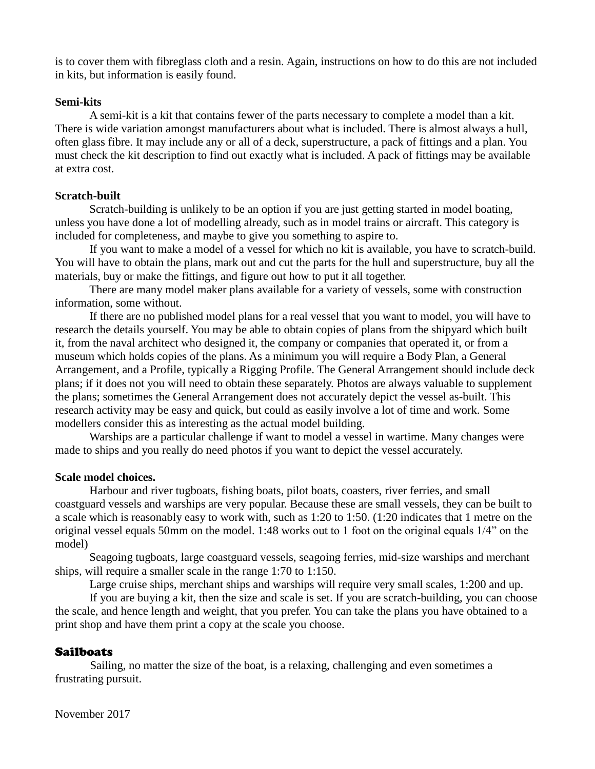is to cover them with fibreglass cloth and a resin. Again, instructions on how to do this are not included in kits, but information is easily found.

**Semi-kits**

A semi-kit is a kit that contains fewer of the parts necessary to complete a model than a kit. There is wide variation amongst manufacturers about what is included. There is almost always a hull, often glass fibre. It may include any or all of a deck, superstructure, a pack of fittings and a plan. You must check the kit description to find out exactly what is included. A pack of fittings may be available at extra cost.

**Scratch-built**

Scratch-building is unlikely to be an option if you are just getting started in model boating, unless you have done a lot of modelling already, such as in model trains or aircraft. This category is included for completeness, and maybe to give you something to aspire to.

If you want to make a model of a vessel for which no kit is available, you have to scratch-build. You will have to obtain the plans, mark out and cut the parts for the hull and superstructure, buy all the materials, buy or make the fittings, and figure out how to put it all together.

There are many model maker plans available for a variety of vessels, some with construction information, some without.

If there are no published model plans for a real vessel that you want to model, you will have to research the details yourself. You may be able to obtain copies of plans from the shipyard which built it, from the naval architect who designed it, the company or companies that operated it, or from a museum which holds copies of the plans. As a minimum you will require a Body Plan, a General Arrangement, and a Profile, typically a Rigging Profile. The General Arrangement should include deck plans; if it does not you will need to obtain these separately. Photos are always valuable to supplement the plans; sometimes the General Arrangement does not accurately depict the vessel as-built. This research activity may be easy and quick, but could as easily involve a lot of time and work. Some modellers consider this as interesting as the actual model building.

Warships are a particular challenge if want to model a vessel in wartime. Many changes were made to ships and you really do need photos if you want to depict the vessel accurately.

**Scale model choices.**

Harbour and river tugboats, fishing boats, pilot boats, coasters, river ferries, and small coastguard vessels and warships are very popular. Because these are small vessels, they can be built to a scale which is reasonably easy to work with, such as 1:20 to 1:50. (1:20 indicates that 1 metre on the original vessel equals 50mm on the model. 1:48 works out to 1 foot on the original equals 1/4" on the model)

Seagoing tugboats, large coastguard vessels, seagoing ferries, mid-size warships and merchant ships, will require a smaller scale in the range 1:70 to 1:150.

Large cruise ships, merchant ships and warships will require very small scales, 1:200 and up.

If you are buying a kit, then the size and scale is set. If you are scratch-building, you can choose the scale, and hence length and weight, that you prefer. You can take the plans you have obtained to a print shop and have them print a copy at the scale you choose.

## Sailboats

Sailing, no matter the size of the boat, is a relaxing, challenging and even sometimes a frustrating pursuit.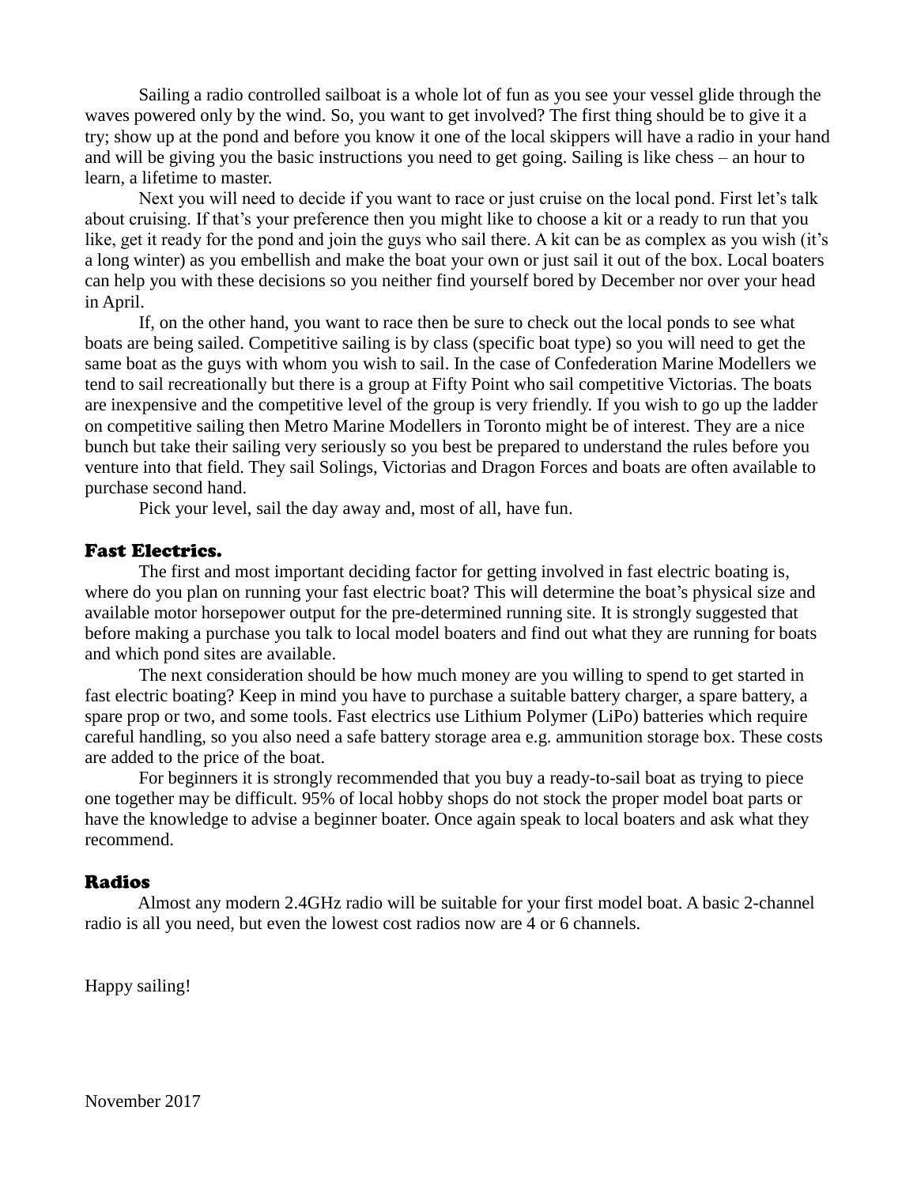Sailing a radio controlled sailboat is a whole lot of fun as you see your vessel glide through the waves powered only by the wind. So, you want to get involved? The first thing should be to give it a try; show up at the pond and before you know it one of the local skippers will have a radio in your hand and will be giving you the basic instructions you need to get going. Sailing is like chess – an hour to learn, a lifetime to master.

Next you will need to decide if you want to race or just cruise on the local pond. First let's talk about cruising. If that's your preference then you might like to choose a kit or a ready to run that you like, get it ready for the pond and join the guys who sail there. A kit can be as complex as you wish (it's a long winter) as you embellish and make the boat your own or just sail it out of the box. Local boaters can help you with these decisions so you neither find yourself bored by December nor over your head in April.

If, on the other hand, you want to race then be sure to check out the local ponds to see what boats are being sailed. Competitive sailing is by class (specific boat type) so you will need to get the same boat as the guys with whom you wish to sail. In the case of Confederation Marine Modellers we tend to sail recreationally but there is a group at Fifty Point who sail competitive Victorias. The boats are inexpensive and the competitive level of the group is very friendly. If you wish to go up the ladder on competitive sailing then Metro Marine Modellers in Toronto might be of interest. They are a nice bunch but take their sailing very seriously so you best be prepared to understand the rules before you venture into that field. They sail Solings, Victorias and Dragon Forces and boats are often available to purchase second hand.

Pick your level, sail the day away and, most of all, have fun.

## Fast Electrics.

The first and most important deciding factor for getting involved in fast electric boating is, where do you plan on running your fast electric boat? This will determine the boat's physical size and available motor horsepower output for the pre-determined running site. It is strongly suggested that before making a purchase you talk to local model boaters and find out what they are running for boats and which pond sites are available.

The next consideration should be how much money are you willing to spend to get started in fast electric boating? Keep in mind you have to purchase a suitable battery charger, a spare battery, a spare prop or two, and some tools. Fast electrics use Lithium Polymer (LiPo) batteries which require careful handling, so you also need a safe battery storage area e.g. ammunition storage box. These costs are added to the price of the boat.

For beginners it is strongly recommended that you buy a ready-to-sail boat as trying to piece one together may be difficult. 95% of local hobby shops do not stock the proper model boat parts or have the knowledge to advise a beginner boater. Once again speak to local boaters and ask what they recommend.

## Radios

Almost any modern 2.4GHz radio will be suitable for your first model boat. A basic 2-channel radio is all you need, but even the lowest cost radios now are 4 or 6 channels.

Happy sailing!

November 2017